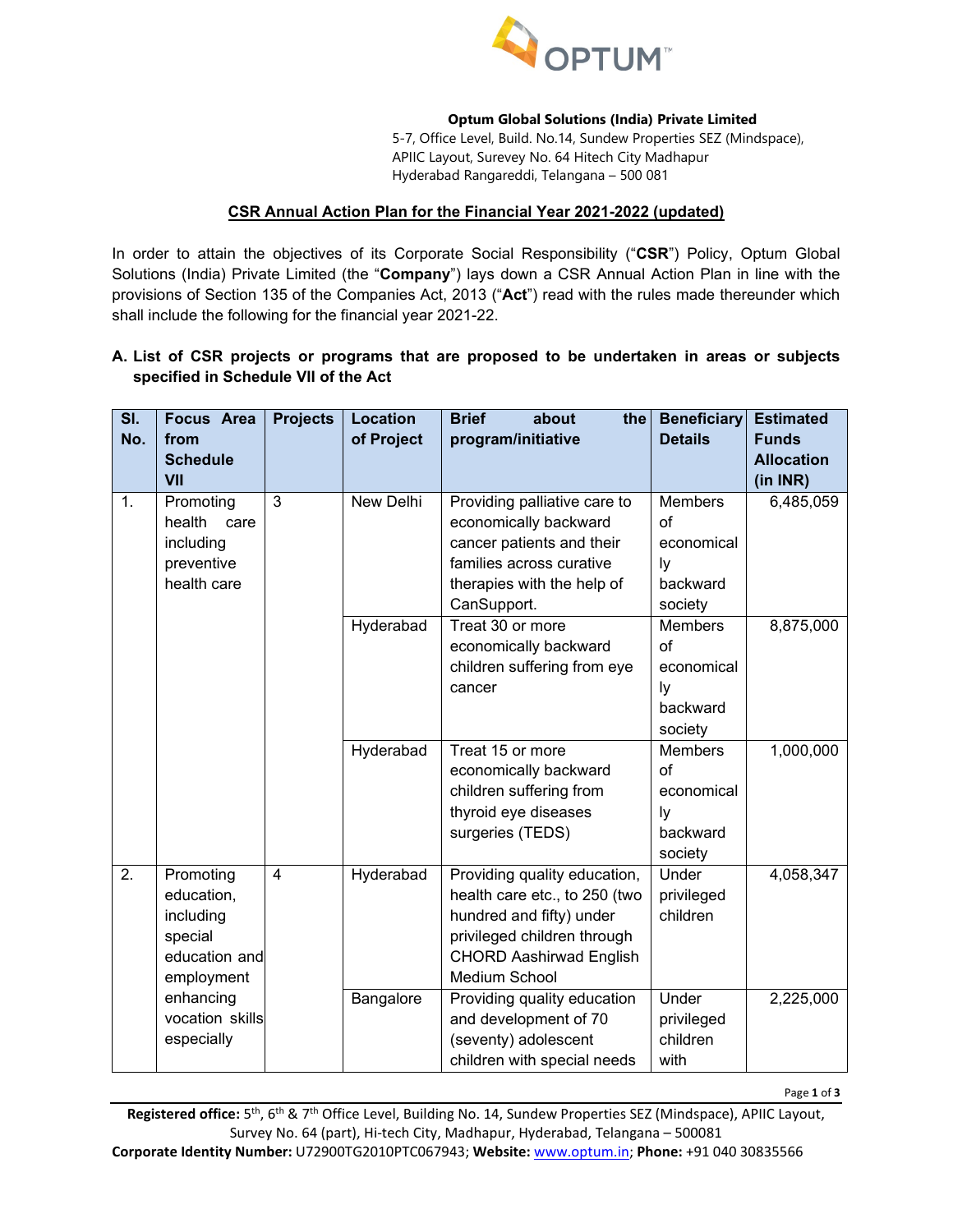**Optum Global Solutions (India) Private Limited**
5-7, Office Level, Build. No.14, Sundew Properties SEZ (Mindspace), APIIC Layout, Surevey No. 64 Hitech City Madhapur Hyderabad Rangareddi, Telangana – 500 081

## CSR Annual Action Plan for the Financial Year 2021-2022 (updated)

In order to attain the objectives of its Corporate Social Responsibility ("**CSR**") Policy, Optum Global Solutions (India) Private Limited (the "**Company**") lays down a CSR Annual Action Plan in line with the provisions of Section 135 of the Companies Act, 2013 ("**Act**") read with the rules made thereunder which shall include the following for the financial year 2021-22.

### A. List of CSR projects or programs that are proposed to be undertaken in areas or subjects specified in Schedule VII of the Act

| Sl. No. | Focus Area from Schedule VII | Projects | Location of Project | Brief about the program/initiative | Beneficiary Details | Estimated Funds Allocation (in INR) |
|---|---|---|---|---|---|---|
| 1. | Promoting health care including preventive health care | 3 | New Delhi | Providing palliative care to economically backward cancer patients and their families across curative therapies with the help of CanSupport. | Members of economically backward society | 6,485,059 |
| | | | Hyderabad | Treat 30 or more economically backward children suffering from eye cancer | Members of economically backward society | 8,875,000 |
| | | | Hyderabad | Treat 15 or more economically backward children suffering from thyroid eye diseases surgeries (TEDS) | Members of economically backward society | 1,000,000 |
| 2. | Promoting education, including special education and employment enhancing vocation skills especially | 4 | Hyderabad | Providing quality education, health care etc., to 250 (two hundred and fifty) under privileged children through CHORD Aashirwad English Medium School | Under privileged children | 4,058,347 |
| | | | Bangalore | Providing quality education and development of 70 (seventy) adolescent children with special needs | Under privileged children with | 2,225,000 |

**Registered office:** 5th, 6th & 7th Office Level, Building No. 14, Sundew Properties SEZ (Mindspace), APIIC Layout, Survey No. 64 (part), Hi-tech City, Madhapur, Hyderabad, Telangana – 500081
**Corporate Identity Number:** U72900TG2010PTC067943; **Website:** www.optum.in; **Phone:** +91 040 30835566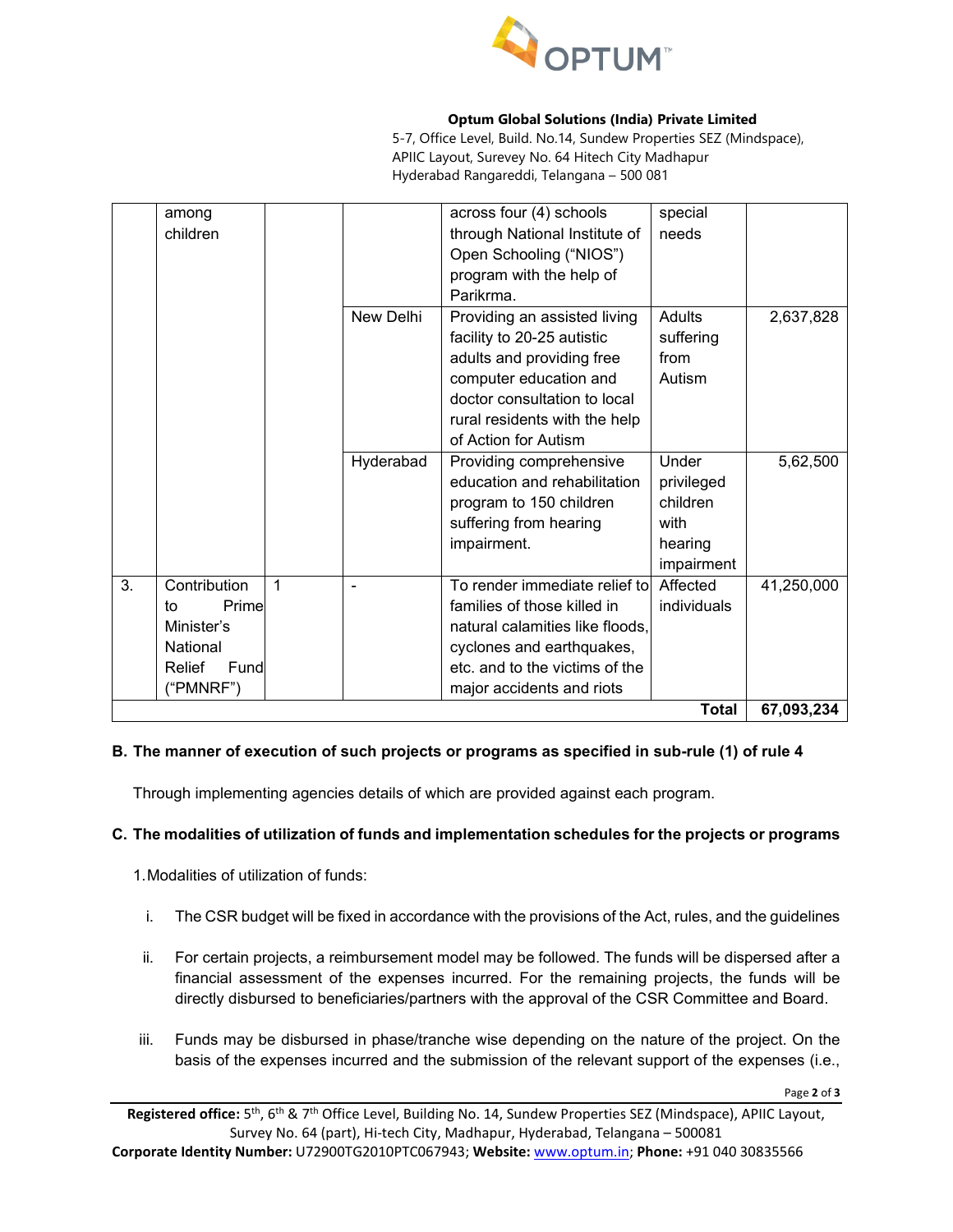**Optum Global Solutions (India) Private Limited**

5-7, Office Level, Build. No.14, Sundew Properties SEZ (Mindspace), APIIC Layout, Surevey No. 64 Hitech City Madhapur Hyderabad Rangareddi, Telangana – 500 081

| | | | | | | |
|---|---|---|---|---|---|---|
| | among children | | | across four (4) schools through National Institute of Open Schooling ("NIOS") program with the help of Parikrma. | special needs | |
| | | | New Delhi | Providing an assisted living facility to 20-25 autistic adults and providing free computer education and doctor consultation to local rural residents with the help of Action for Autism | Adults suffering from Autism | 2,637,828 |
| | | | Hyderabad | Providing comprehensive education and rehabilitation program to 150 children suffering from hearing impairment. | Under privileged children with hearing impairment | 5,62,500 |
| 3. | Contribution to Prime Minister's National Relief Fund ("PMNRF") | 1 | - | To render immediate relief to families of those killed in natural calamities like floods, cyclones and earthquakes, etc. and to the victims of the major accidents and riots | Affected individuals | 41,250,000 |
| | | | | | **Total** | **67,093,234** |

**B. The manner of execution of such projects or programs as specified in sub-rule (1) of rule 4**

Through implementing agencies details of which are provided against each program.

**C. The modalities of utilization of funds and implementation schedules for the projects or programs**

1. Modalities of utilization of funds:

    i. The CSR budget will be fixed in accordance with the provisions of the Act, rules, and the guidelines

    ii. For certain projects, a reimbursement model may be followed. The funds will be dispersed after a financial assessment of the expenses incurred. For the remaining projects, the funds will be directly disbursed to beneficiaries/partners with the approval of the CSR Committee and Board.

    iii. Funds may be disbursed in phase/tranche wise depending on the nature of the project. On the basis of the expenses incurred and the submission of the relevant support of the expenses (i.e.,

**Registered office:** 5th, 6th & 7th Office Level, Building No. 14, Sundew Properties SEZ (Mindspace), APIIC Layout, Survey No. 64 (part), Hi-tech City, Madhapur, Hyderabad, Telangana – 500081

**Corporate Identity Number:** U72900TG2010PTC067943; **Website:** www.optum.in; **Phone:** +91 040 30835566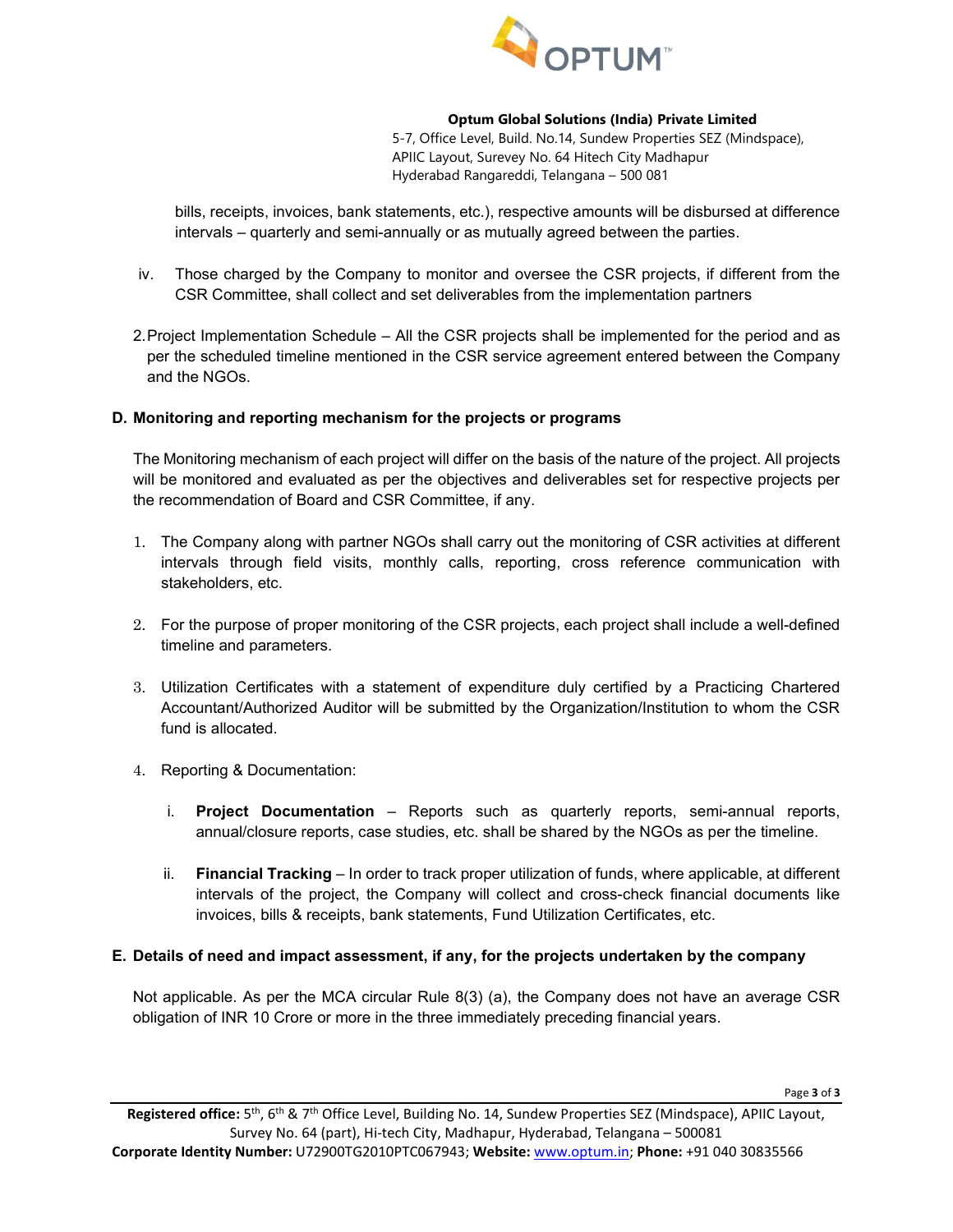bills, receipts, invoices, bank statements, etc.), respective amounts will be disbursed at difference intervals – quarterly and semi-annually or as mutually agreed between the parties.

iv. Those charged by the Company to monitor and oversee the CSR projects, if different from the CSR Committee, shall collect and set deliverables from the implementation partners

2. Project Implementation Schedule – All the CSR projects shall be implemented for the period and as per the scheduled timeline mentioned in the CSR service agreement entered between the Company and the NGOs.

## D. Monitoring and reporting mechanism for the projects or programs

The Monitoring mechanism of each project will differ on the basis of the nature of the project. All projects will be monitored and evaluated as per the objectives and deliverables set for respective projects per the recommendation of Board and CSR Committee, if any.

1. The Company along with partner NGOs shall carry out the monitoring of CSR activities at different intervals through field visits, monthly calls, reporting, cross reference communication with stakeholders, etc.

2. For the purpose of proper monitoring of the CSR projects, each project shall include a well-defined timeline and parameters.

3. Utilization Certificates with a statement of expenditure duly certified by a Practicing Chartered Accountant/Authorized Auditor will be submitted by the Organization/Institution to whom the CSR fund is allocated.

4. Reporting & Documentation:

   i. **Project Documentation** – Reports such as quarterly reports, semi-annual reports, annual/closure reports, case studies, etc. shall be shared by the NGOs as per the timeline.

   ii. **Financial Tracking** – In order to track proper utilization of funds, where applicable, at different intervals of the project, the Company will collect and cross-check financial documents like invoices, bills & receipts, bank statements, Fund Utilization Certificates, etc.

## E. Details of need and impact assessment, if any, for the projects undertaken by the company

Not applicable. As per the MCA circular Rule 8(3) (a), the Company does not have an average CSR obligation of INR 10 Crore or more in the three immediately preceding financial years.